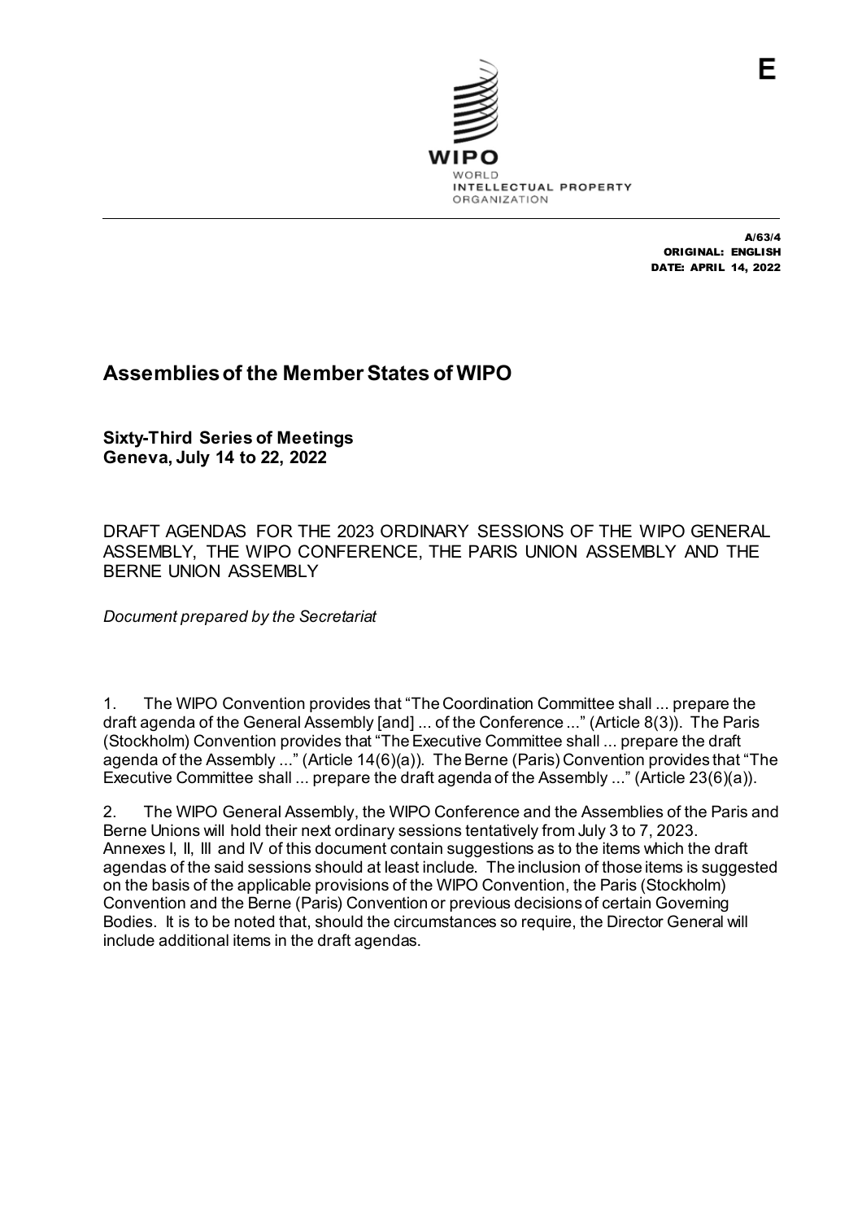E

WIPO
WORLD
INTELLECTUAL PROPERTY
ORGANIZATION

A/63/4
ORIGINAL: ENGLISH
DATE: APRIL 14, 2022

# Assemblies of the Member States of WIPO

**Sixty-Third Series of Meetings**
**Geneva, July 14 to 22, 2022**

DRAFT AGENDAS FOR THE 2023 ORDINARY SESSIONS OF THE WIPO GENERAL ASSEMBLY, THE WIPO CONFERENCE, THE PARIS UNION ASSEMBLY AND THE BERNE UNION ASSEMBLY

*Document prepared by the Secretariat*

1. The WIPO Convention provides that "The Coordination Committee shall ... prepare the draft agenda of the General Assembly [and] ... of the Conference ..." (Article 8(3)). The Paris (Stockholm) Convention provides that "The Executive Committee shall ... prepare the draft agenda of the Assembly ..." (Article 14(6)(a)). The Berne (Paris) Convention provides that "The Executive Committee shall ... prepare the draft agenda of the Assembly ..." (Article 23(6)(a)).

2. The WIPO General Assembly, the WIPO Conference and the Assemblies of the Paris and Berne Unions will hold their next ordinary sessions tentatively from July 3 to 7, 2023. Annexes I, II, III and IV of this document contain suggestions as to the items which the draft agendas of the said sessions should at least include. The inclusion of those items is suggested on the basis of the applicable provisions of the WIPO Convention, the Paris (Stockholm) Convention and the Berne (Paris) Convention or previous decisions of certain Governing Bodies. It is to be noted that, should the circumstances so require, the Director General will include additional items in the draft agendas.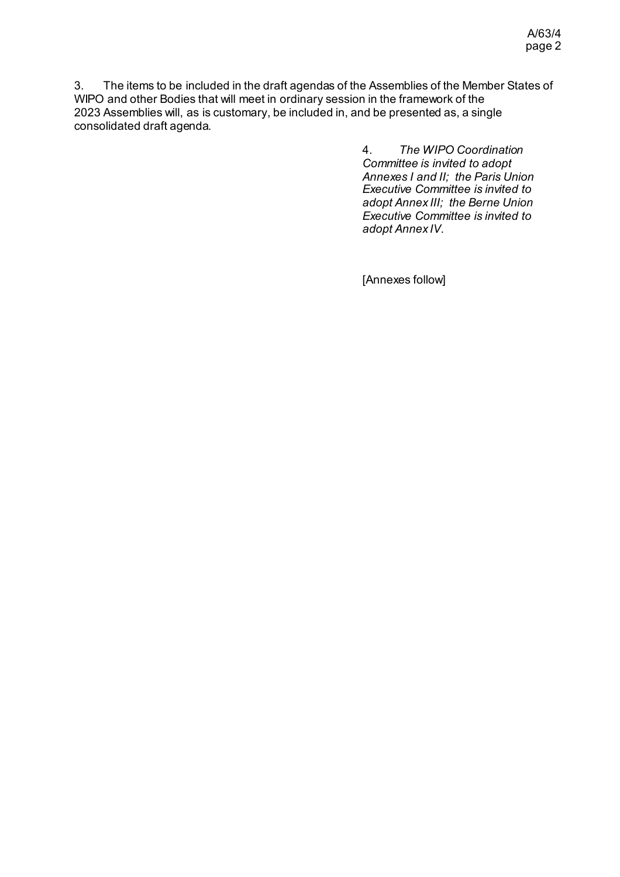3. The items to be included in the draft agendas of the Assemblies of the Member States of WIPO and other Bodies that will meet in ordinary session in the framework of the 2023 Assemblies will, as is customary, be included in, and be presented as, a single consolidated draft agenda.

4. *The WIPO Coordination Committee is invited to adopt Annexes I and II; the Paris Union Executive Committee is invited to adopt Annex III; the Berne Union Executive Committee is invited to adopt Annex IV.*

[Annexes follow]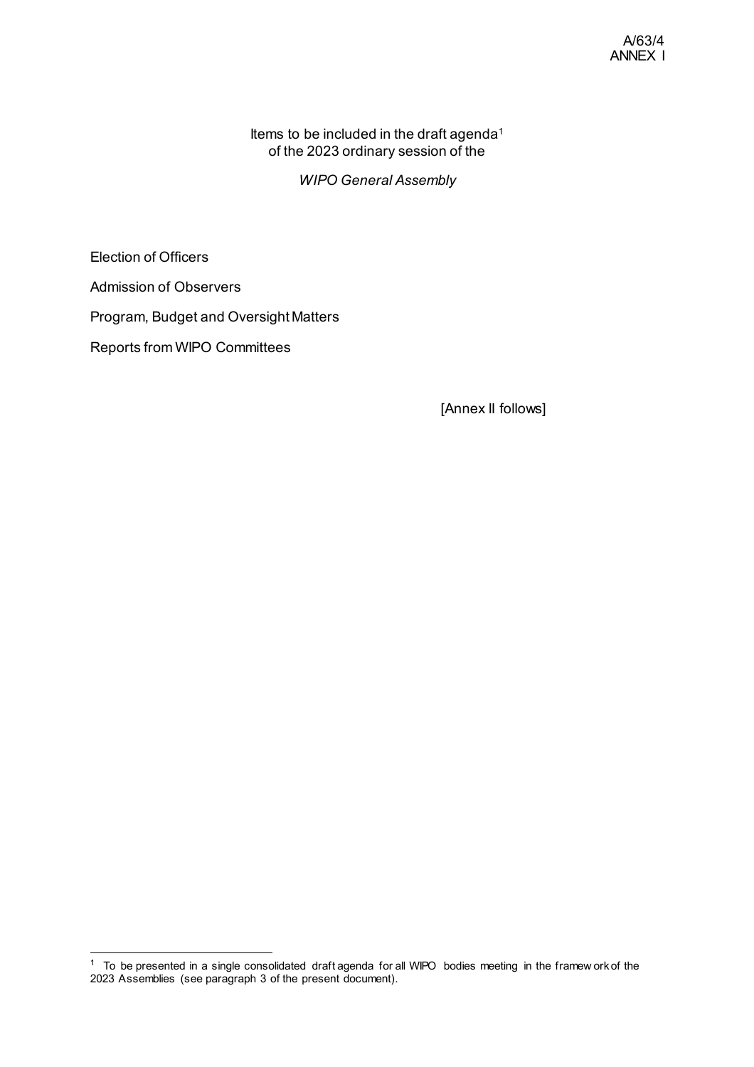Items to be included in the draft agenda[1]
of the 2023 ordinary session of the

*WIPO General Assembly*

Election of Officers

Admission of Observers

Program, Budget and Oversight Matters

Reports from WIPO Committees

[Annex II follows]

[1] To be presented in a single consolidated draft agenda for all WIPO bodies meeting in the framework of the 2023 Assemblies (see paragraph 3 of the present document).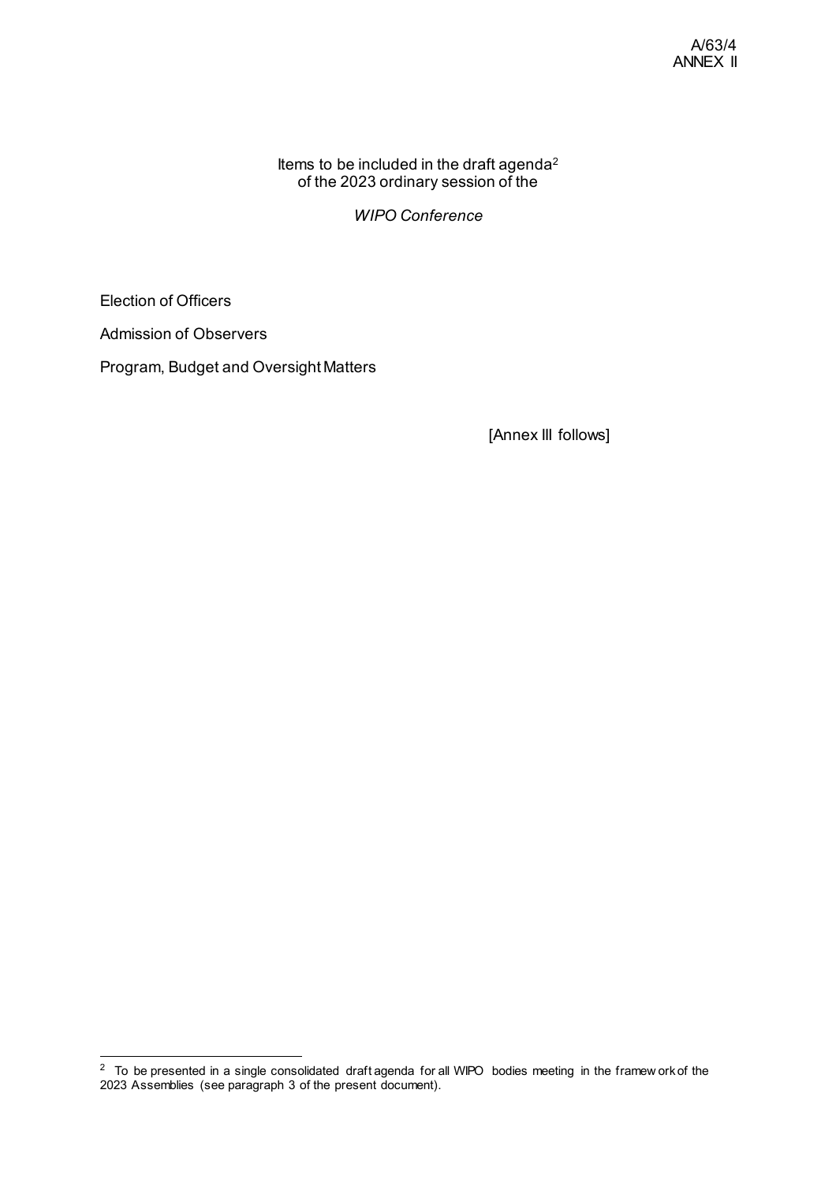Items to be included in the draft agenda[2] of the 2023 ordinary session of the

*WIPO Conference*

Election of Officers

Admission of Observers

Program, Budget and Oversight Matters

[Annex III follows]

[2] To be presented in a single consolidated draft agenda for all WIPO bodies meeting in the framework of the 2023 Assemblies (see paragraph 3 of the present document).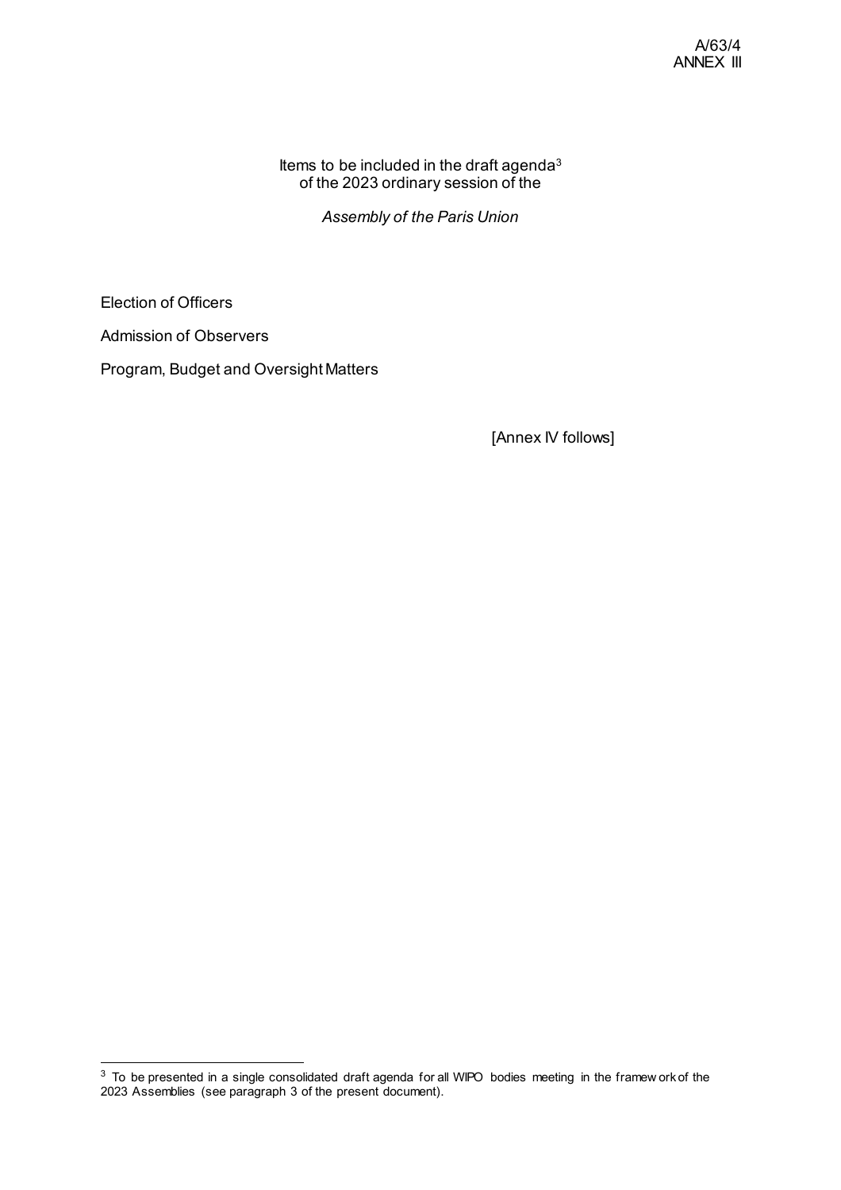Items to be included in the draft agenda[3] of the 2023 ordinary session of the

*Assembly of the Paris Union*

Election of Officers

Admission of Observers

Program, Budget and Oversight Matters

[Annex IV follows]

[3] To be presented in a single consolidated draft agenda for all WIPO bodies meeting in the framework of the 2023 Assemblies (see paragraph 3 of the present document).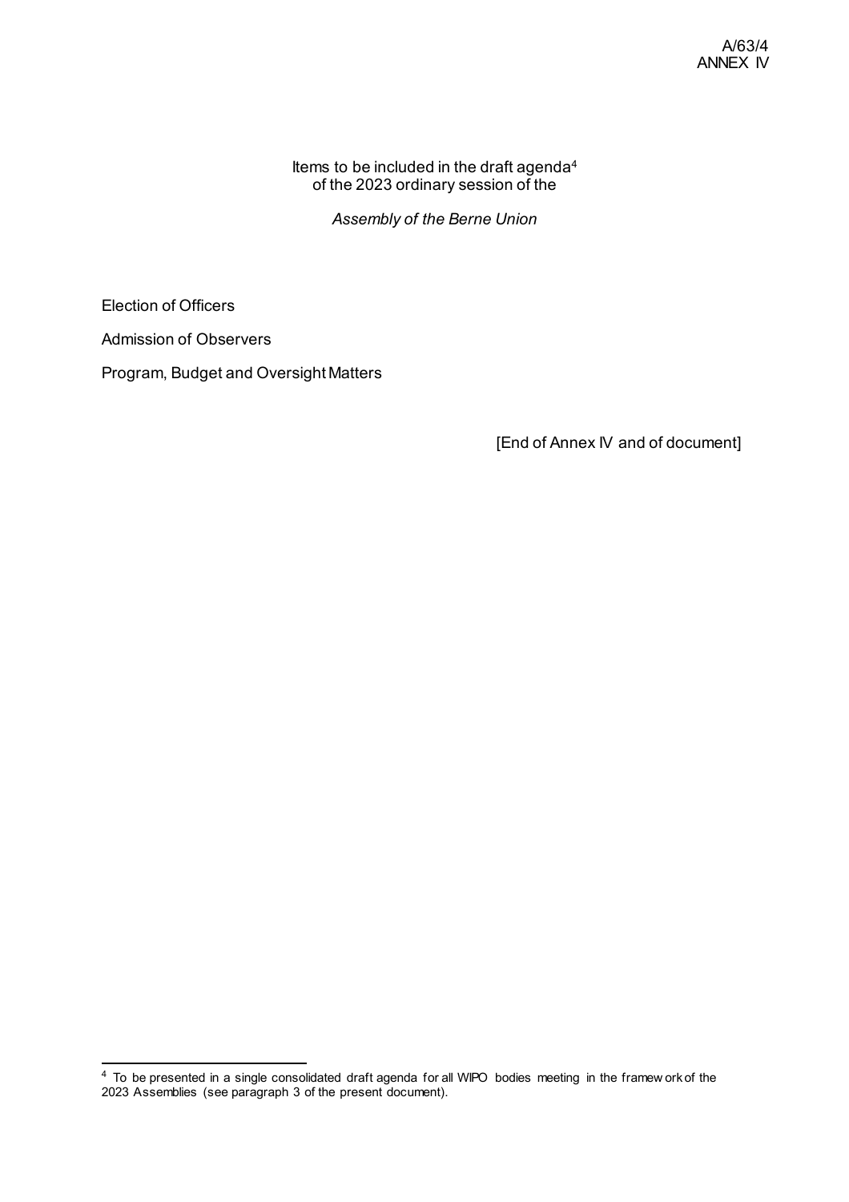Items to be included in the draft agenda[4]
of the 2023 ordinary session of the

*Assembly of the Berne Union*

Election of Officers

Admission of Observers

Program, Budget and Oversight Matters

[End of Annex IV and of document]

[4] To be presented in a single consolidated draft agenda for all WIPO bodies meeting in the framework of the 2023 Assemblies (see paragraph 3 of the present document).